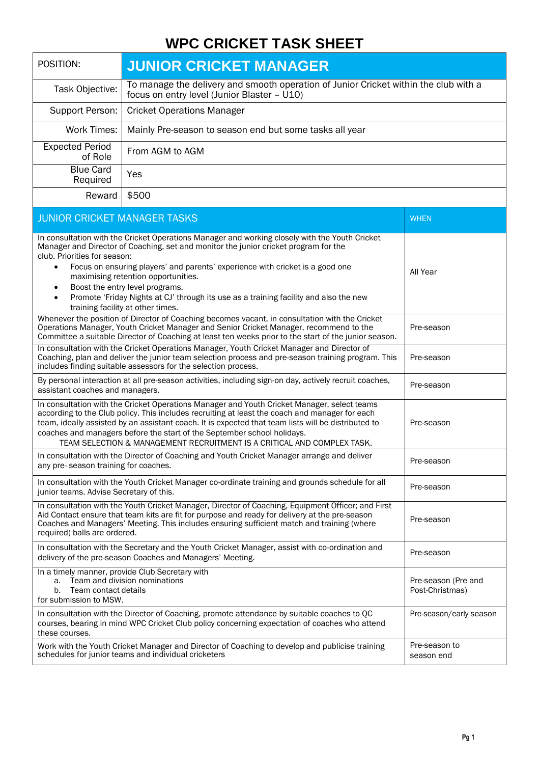# WPC CRICKET TASK SHEET

| POSITION: | JUNIOR CRICKET MANAGER |
|---|---|
| Task Objective: | To manage the delivery and smooth operation of Junior Cricket within the club with a focus on entry level (Junior Blaster – U10) |
| Support Person: | Cricket Operations Manager |
| Work Times: | Mainly Pre-season to season end but some tasks all year |
| Expected Period of Role | From AGM to AGM |
| Blue Card Required | Yes |
| Reward | $500 |

| JUNIOR CRICKET MANAGER TASKS | WHEN |
|---|---|
| In consultation with the Cricket Operations Manager and working closely with the Youth Cricket Manager and Director of Coaching, set and monitor the junior cricket program for the club. Priorities for season:<br>• Focus on ensuring players' and parents' experience with cricket is a good one maximising retention opportunities.<br>• Boost the entry level programs.<br>• Promote 'Friday Nights at CJ' through its use as a training facility and also the new training facility at other times. | All Year |
| Whenever the position of Director of Coaching becomes vacant, in consultation with the Cricket Operations Manager, Youth Cricket Manager and Senior Cricket Manager, recommend to the Committee a suitable Director of Coaching at least ten weeks prior to the start of the junior season. | Pre-season |
| In consultation with the Cricket Operations Manager, Youth Cricket Manager and Director of Coaching, plan and deliver the junior team selection process and pre-season training program. This includes finding suitable assessors for the selection process. | Pre-season |
| By personal interaction at all pre-season activities, including sign-on day, actively recruit coaches, assistant coaches and managers. | Pre-season |
| In consultation with the Cricket Operations Manager and Youth Cricket Manager, select teams according to the Club policy. This includes recruiting at least the coach and manager for each team, ideally assisted by an assistant coach. It is expected that team lists will be distributed to coaches and managers before the start of the September school holidays.<br>TEAM SELECTION & MANAGEMENT RECRUITMENT IS A CRITICAL AND COMPLEX TASK. | Pre-season |
| In consultation with the Director of Coaching and Youth Cricket Manager arrange and deliver any pre- season training for coaches. | Pre-season |
| In consultation with the Youth Cricket Manager co-ordinate training and grounds schedule for all junior teams. Advise Secretary of this. | Pre-season |
| In consultation with the Youth Cricket Manager, Director of Coaching, Equipment Officer; and First Aid Contact ensure that team kits are fit for purpose and ready for delivery at the pre-season Coaches and Managers' Meeting. This includes ensuring sufficient match and training (where required) balls are ordered. | Pre-season |
| In consultation with the Secretary and the Youth Cricket Manager, assist with co-ordination and delivery of the pre-season Coaches and Managers' Meeting. | Pre-season |
| In a timely manner, provide Club Secretary with<br>a. Team and division nominations<br>b. Team contact details<br>for submission to MSW. | Pre-season (Pre and Post-Christmas) |
| In consultation with the Director of Coaching, promote attendance by suitable coaches to QC courses, bearing in mind WPC Cricket Club policy concerning expectation of coaches who attend these courses. | Pre-season/early season |
| Work with the Youth Cricket Manager and Director of Coaching to develop and publicise training schedules for junior teams and individual cricketers | Pre-season to season end |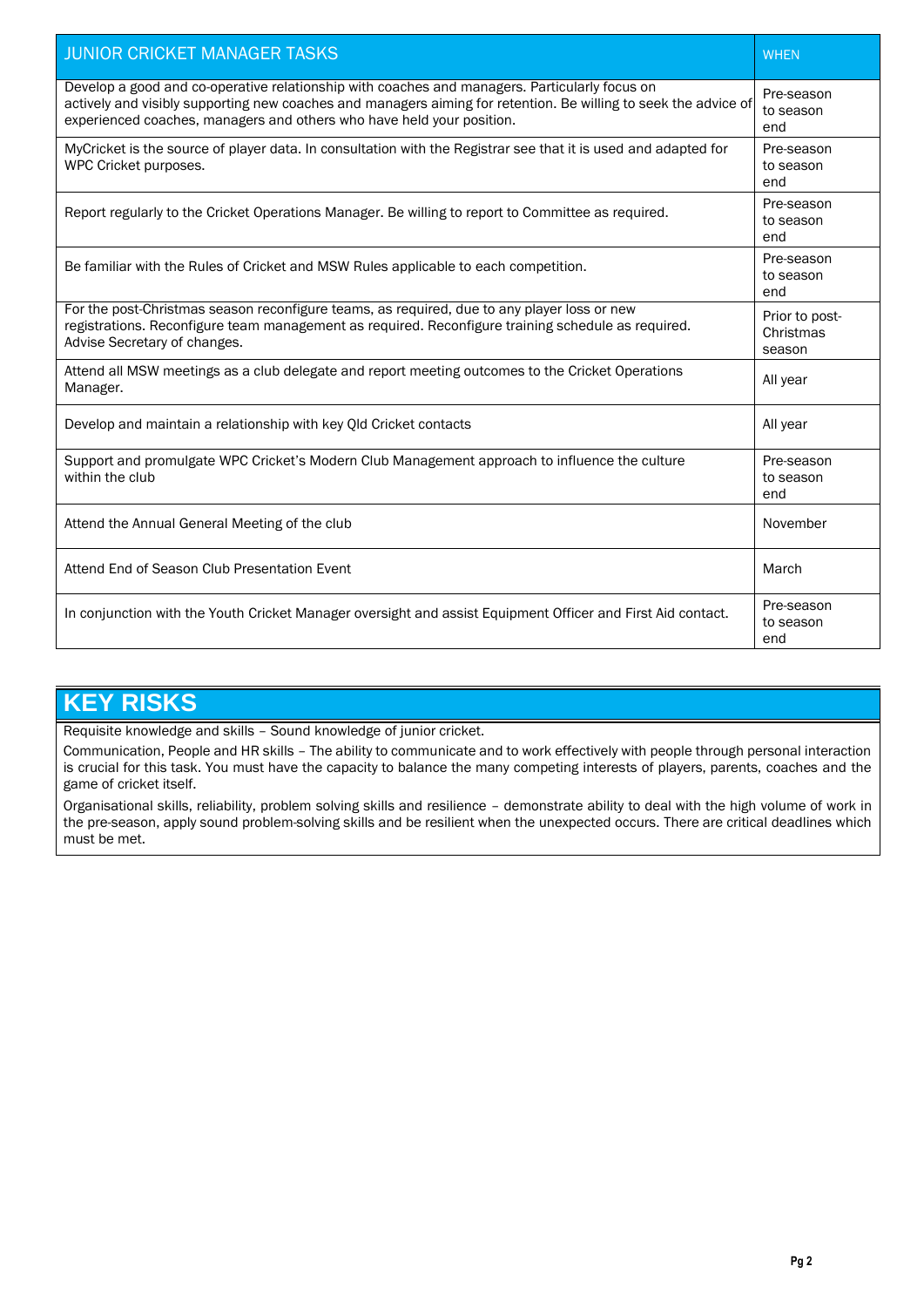| JUNIOR CRICKET MANAGER TASKS | WHEN |
|---|---|
| Develop a good and co-operative relationship with coaches and managers. Particularly focus on actively and visibly supporting new coaches and managers aiming for retention. Be willing to seek the advice of experienced coaches, managers and others who have held your position. | Pre-season to season end |
| MyCricket is the source of player data. In consultation with the Registrar see that it is used and adapted for WPC Cricket purposes. | Pre-season to season end |
| Report regularly to the Cricket Operations Manager. Be willing to report to Committee as required. | Pre-season to season end |
| Be familiar with the Rules of Cricket and MSW Rules applicable to each competition. | Pre-season to season end |
| For the post-Christmas season reconfigure teams, as required, due to any player loss or new registrations. Reconfigure team management as required. Reconfigure training schedule as required. Advise Secretary of changes. | Prior to post-Christmas season |
| Attend all MSW meetings as a club delegate and report meeting outcomes to the Cricket Operations Manager. | All year |
| Develop and maintain a relationship with key Qld Cricket contacts | All year |
| Support and promulgate WPC Cricket's Modern Club Management approach to influence the culture within the club | Pre-season to season end |
| Attend the Annual General Meeting of the club | November |
| Attend End of Season Club Presentation Event | March |
| In conjunction with the Youth Cricket Manager oversight and assist Equipment Officer and First Aid contact. | Pre-season to season end |

# KEY RISKS

Requisite knowledge and skills – Sound knowledge of junior cricket.

Communication, People and HR skills – The ability to communicate and to work effectively with people through personal interaction is crucial for this task. You must have the capacity to balance the many competing interests of players, parents, coaches and the game of cricket itself.

Organisational skills, reliability, problem solving skills and resilience – demonstrate ability to deal with the high volume of work in the pre-season, apply sound problem-solving skills and be resilient when the unexpected occurs. There are critical deadlines which must be met.